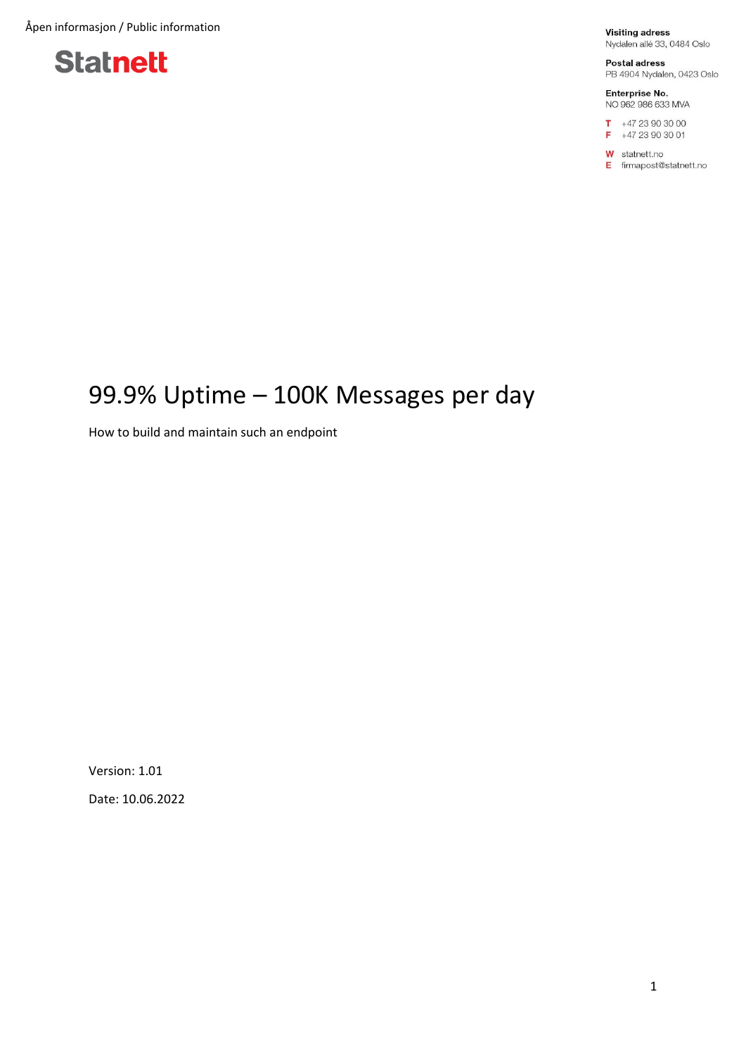Åpen informasjon / Public information

Statnett

**Visiting adress**
Nydalen allé 33, 0484 Oslo

**Postal adress**
PB 4904 Nydalen, 0423 Oslo

**Enterprise No.**
NO 962 986 633 MVA

**T** +47 23 90 30 00
**F** +47 23 90 30 01

**W** statnett.no
**E** firmapost@statnett.no

# 99.9% Uptime – 100K Messages per day

How to build and maintain such an endpoint

Version: 1.01

Date: 10.06.2022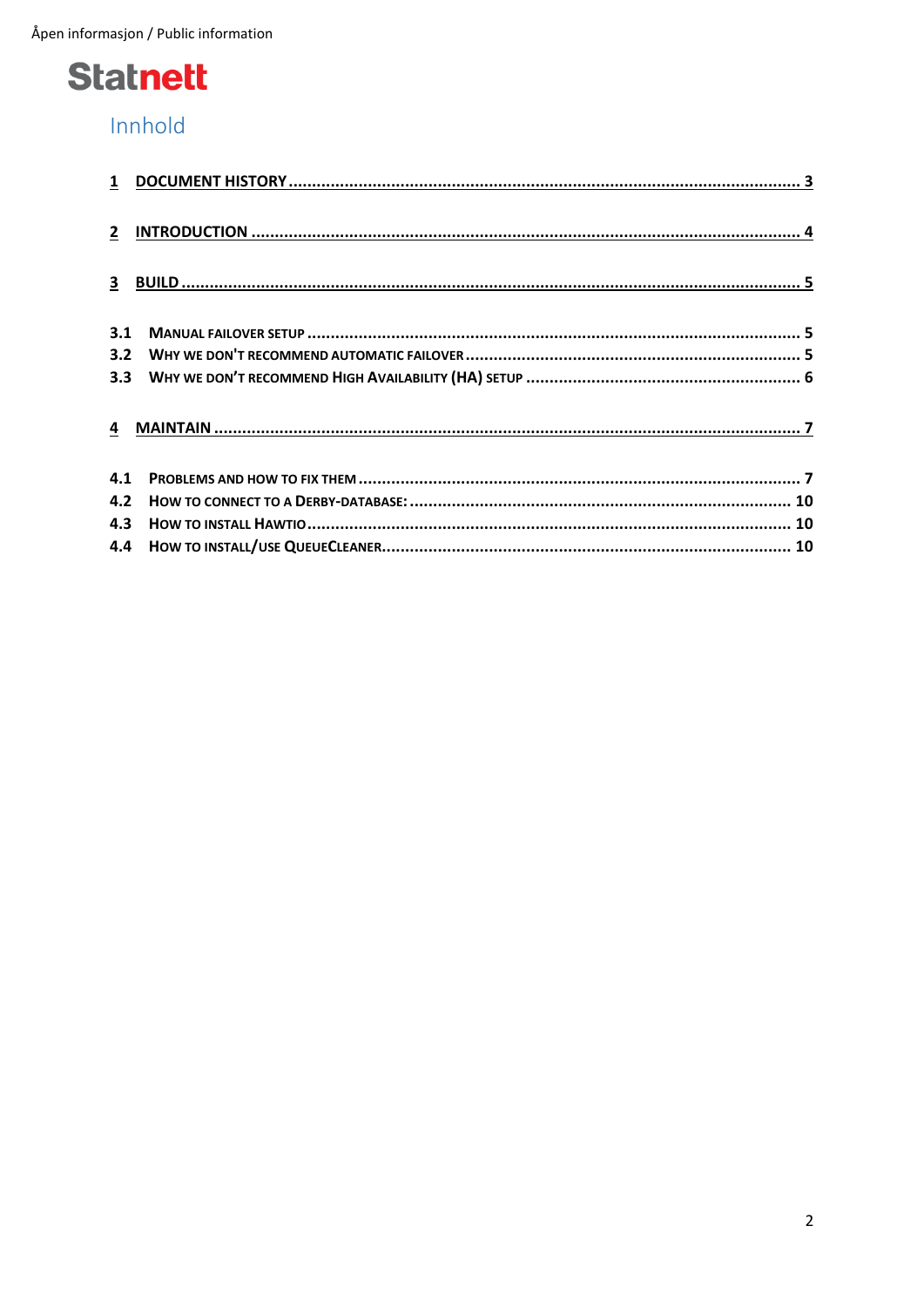# Innhold

1 DOCUMENT HISTORY ........ 3

2 INTRODUCTION ........ 4

3 BUILD ........ 5

3.1 MANUAL FAILOVER SETUP ........ 5
3.2 WHY WE DON'T RECOMMEND AUTOMATIC FAILOVER ........ 5
3.3 WHY WE DON'T RECOMMEND HIGH AVAILABILITY (HA) SETUP ........ 6

4 MAINTAIN ........ 7

4.1 PROBLEMS AND HOW TO FIX THEM ........ 7
4.2 HOW TO CONNECT TO A DERBY-DATABASE: ........ 10
4.3 HOW TO INSTALL HAWTIO ........ 10
4.4 HOW TO INSTALL/USE QUEUECLEANER ........ 10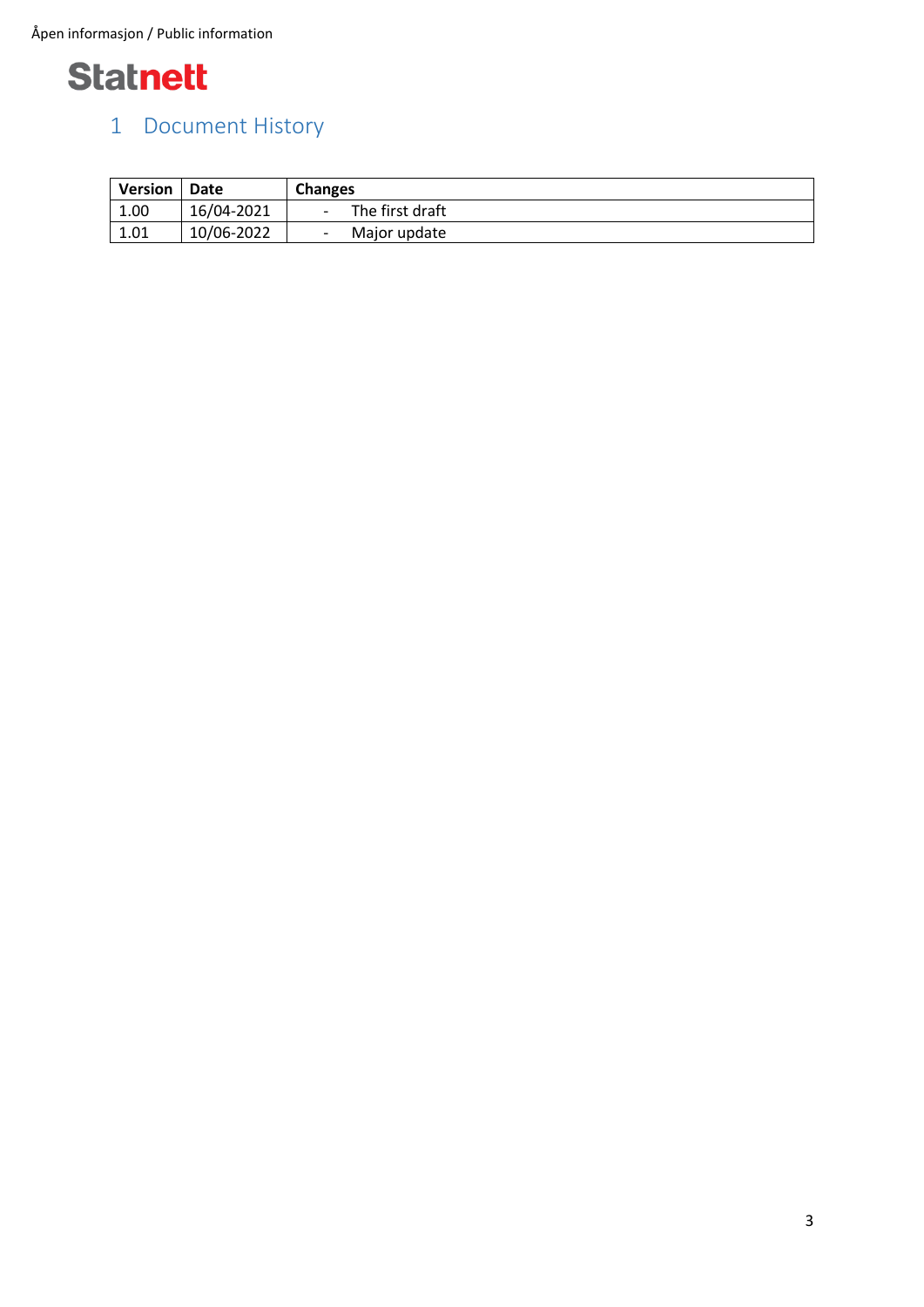# 1 Document History

| Version | Date | Changes |
|---|---|---|
| 1.00 | 16/04-2021 | - The first draft |
| 1.01 | 10/06-2022 | - Major update |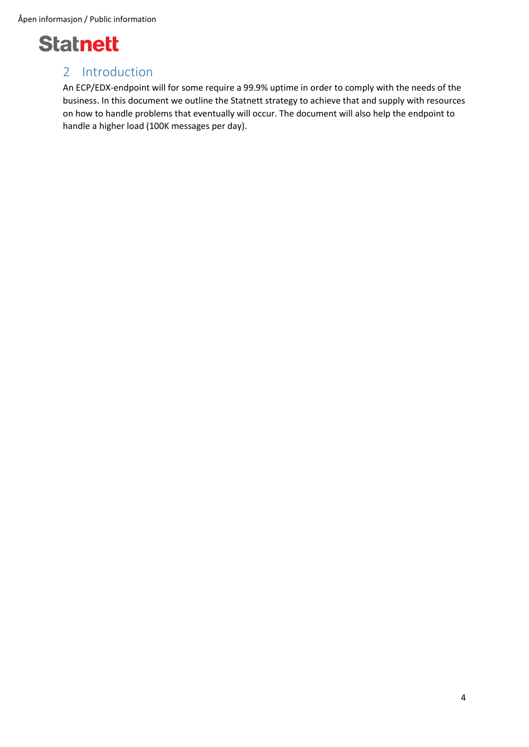## 2 Introduction

An ECP/EDX-endpoint will for some require a 99.9% uptime in order to comply with the needs of the business. In this document we outline the Statnett strategy to achieve that and supply with resources on how to handle problems that eventually will occur. The document will also help the endpoint to handle a higher load (100K messages per day).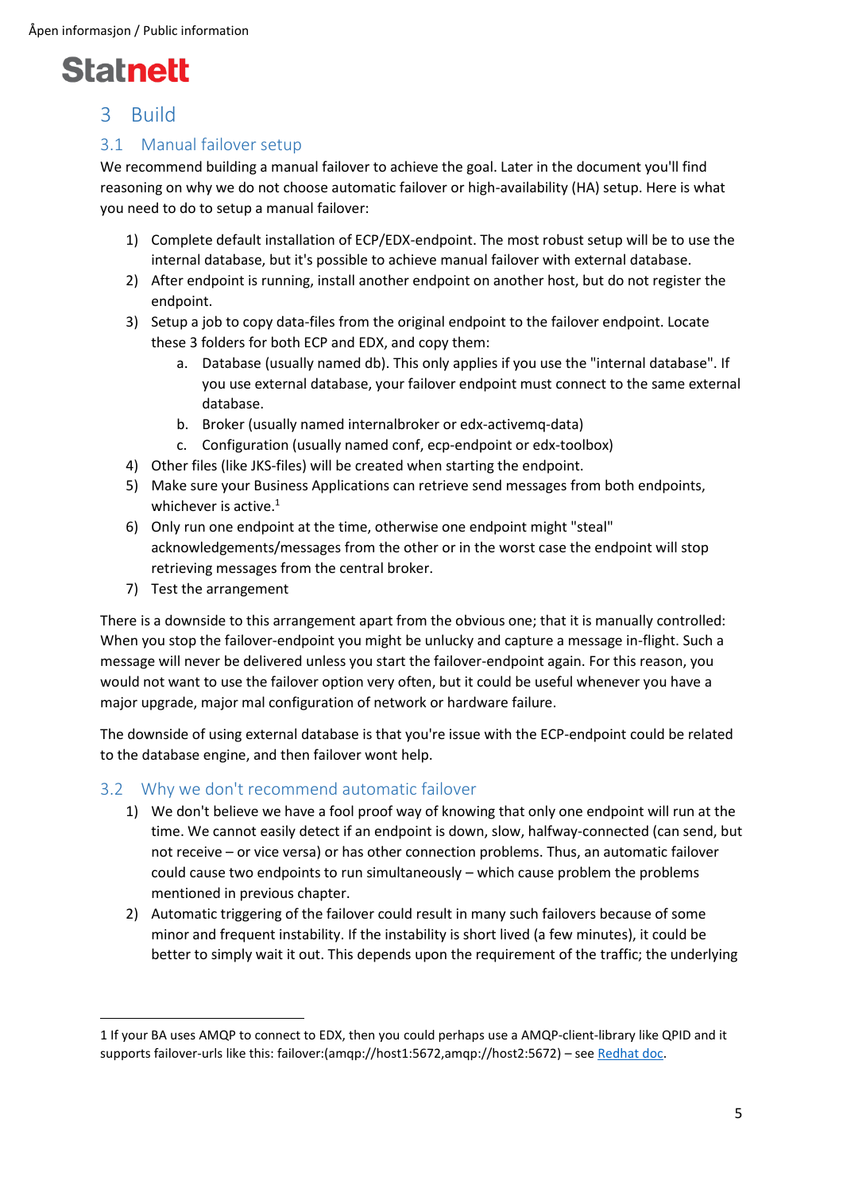# 3 Build

## 3.1 Manual failover setup

We recommend building a manual failover to achieve the goal. Later in the document you'll find reasoning on why we do not choose automatic failover or high-availability (HA) setup. Here is what you need to do to setup a manual failover:

1) Complete default installation of ECP/EDX-endpoint. The most robust setup will be to use the internal database, but it's possible to achieve manual failover with external database.
2) After endpoint is running, install another endpoint on another host, but do not register the endpoint.
3) Setup a job to copy data-files from the original endpoint to the failover endpoint. Locate these 3 folders for both ECP and EDX, and copy them:
   a. Database (usually named db). This only applies if you use the "internal database". If you use external database, your failover endpoint must connect to the same external database.
   b. Broker (usually named internalbroker or edx-activemq-data)
   c. Configuration (usually named conf, ecp-endpoint or edx-toolbox)
4) Other files (like JKS-files) will be created when starting the endpoint.
5) Make sure your Business Applications can retrieve send messages from both endpoints, whichever is active.[1]
6) Only run one endpoint at the time, otherwise one endpoint might "steal" acknowledgements/messages from the other or in the worst case the endpoint will stop retrieving messages from the central broker.
7) Test the arrangement

There is a downside to this arrangement apart from the obvious one; that it is manually controlled: When you stop the failover-endpoint you might be unlucky and capture a message in-flight. Such a message will never be delivered unless you start the failover-endpoint again. For this reason, you would not want to use the failover option very often, but it could be useful whenever you have a major upgrade, major mal configuration of network or hardware failure.

The downside of using external database is that you're issue with the ECP-endpoint could be related to the database engine, and then failover wont help.

## 3.2 Why we don't recommend automatic failover

1) We don't believe we have a fool proof way of knowing that only one endpoint will run at the time. We cannot easily detect if an endpoint is down, slow, halfway-connected (can send, but not receive – or vice versa) or has other connection problems. Thus, an automatic failover could cause two endpoints to run simultaneously – which cause problem the problems mentioned in previous chapter.
2) Automatic triggering of the failover could result in many such failovers because of some minor and frequent instability. If the instability is short lived (a few minutes), it could be better to simply wait it out. This depends upon the requirement of the traffic; the underlying

---

[1] If your BA uses AMQP to connect to EDX, then you could perhaps use a AMQP-client-library like QPID and it supports failover-urls like this: failover:(amqp://host1:5672,amqp://host2:5672) – see Redhat doc.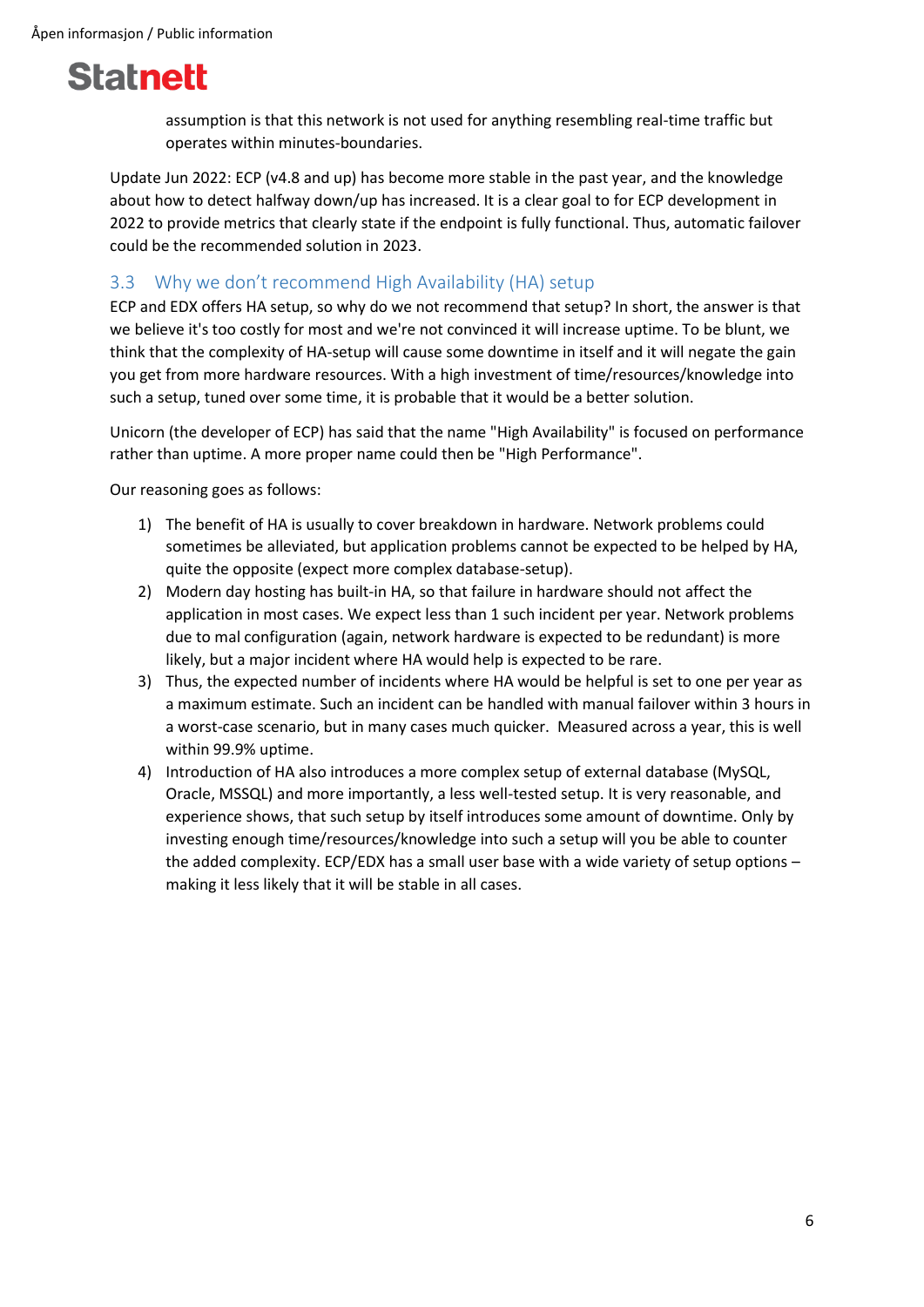assumption is that this network is not used for anything resembling real-time traffic but operates within minutes-boundaries.

Update Jun 2022: ECP (v4.8 and up) has become more stable in the past year, and the knowledge about how to detect halfway down/up has increased. It is a clear goal to for ECP development in 2022 to provide metrics that clearly state if the endpoint is fully functional. Thus, automatic failover could be the recommended solution in 2023.

## 3.3 Why we don't recommend High Availability (HA) setup

ECP and EDX offers HA setup, so why do we not recommend that setup? In short, the answer is that we believe it's too costly for most and we're not convinced it will increase uptime. To be blunt, we think that the complexity of HA-setup will cause some downtime in itself and it will negate the gain you get from more hardware resources. With a high investment of time/resources/knowledge into such a setup, tuned over some time, it is probable that it would be a better solution.

Unicorn (the developer of ECP) has said that the name "High Availability" is focused on performance rather than uptime. A more proper name could then be "High Performance".

Our reasoning goes as follows:

1) The benefit of HA is usually to cover breakdown in hardware. Network problems could sometimes be alleviated, but application problems cannot be expected to be helped by HA, quite the opposite (expect more complex database-setup).
2) Modern day hosting has built-in HA, so that failure in hardware should not affect the application in most cases. We expect less than 1 such incident per year. Network problems due to mal configuration (again, network hardware is expected to be redundant) is more likely, but a major incident where HA would help is expected to be rare.
3) Thus, the expected number of incidents where HA would be helpful is set to one per year as a maximum estimate. Such an incident can be handled with manual failover within 3 hours in a worst-case scenario, but in many cases much quicker. Measured across a year, this is well within 99.9% uptime.
4) Introduction of HA also introduces a more complex setup of external database (MySQL, Oracle, MSSQL) and more importantly, a less well-tested setup. It is very reasonable, and experience shows, that such setup by itself introduces some amount of downtime. Only by investing enough time/resources/knowledge into such a setup will you be able to counter the added complexity. ECP/EDX has a small user base with a wide variety of setup options – making it less likely that it will be stable in all cases.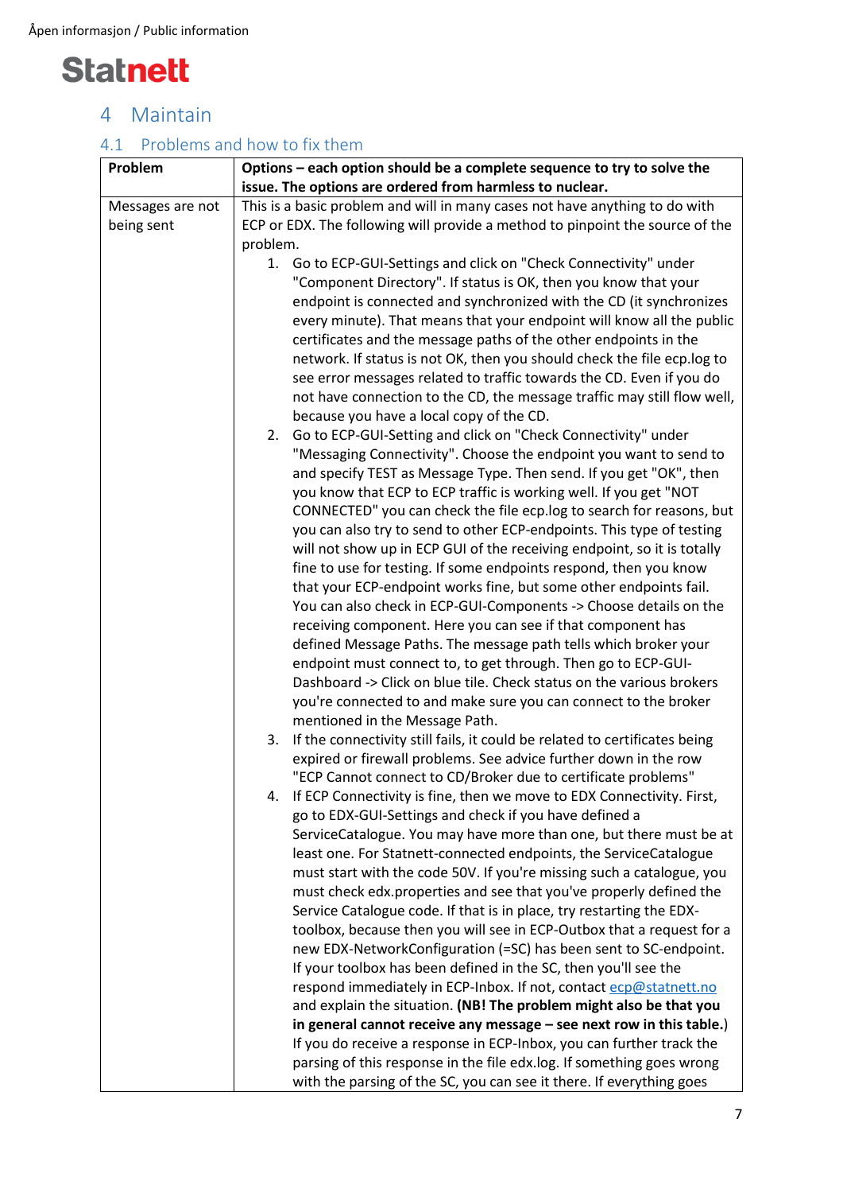# 4 Maintain

## 4.1 Problems and how to fix them

| Problem | Options – each option should be a complete sequence to try to solve the issue. The options are ordered from harmless to nuclear. |
|---|---|
| Messages are not being sent | This is a basic problem and will in many cases not have anything to do with ECP or EDX. The following will provide a method to pinpoint the source of the problem.<br>1. Go to ECP-GUI-Settings and click on "Check Connectivity" under "Component Directory". If status is OK, then you know that your endpoint is connected and synchronized with the CD (it synchronizes every minute). That means that your endpoint will know all the public certificates and the message paths of the other endpoints in the network. If status is not OK, then you should check the file ecp.log to see error messages related to traffic towards the CD. Even if you do not have connection to the CD, the message traffic may still flow well, because you have a local copy of the CD.<br>2. Go to ECP-GUI-Setting and click on "Check Connectivity" under "Messaging Connectivity". Choose the endpoint you want to send to and specify TEST as Message Type. Then send. If you get "OK", then you know that ECP to ECP traffic is working well. If you get "NOT CONNECTED" you can check the file ecp.log to search for reasons, but you can also try to send to other ECP-endpoints. This type of testing will not show up in ECP GUI of the receiving endpoint, so it is totally fine to use for testing. If some endpoints respond, then you know that your ECP-endpoint works fine, but some other endpoints fail. You can also check in ECP-GUI-Components -> Choose details on the receiving component. Here you can see if that component has defined Message Paths. The message path tells which broker your endpoint must connect to, to get through. Then go to ECP-GUI-Dashboard -> Click on blue tile. Check status on the various brokers you're connected to and make sure you can connect to the broker mentioned in the Message Path.<br>3. If the connectivity still fails, it could be related to certificates being expired or firewall problems. See advice further down in the row "ECP Cannot connect to CD/Broker due to certificate problems"<br>4. If ECP Connectivity is fine, then we move to EDX Connectivity. First, go to EDX-GUI-Settings and check if you have defined a ServiceCatalogue. You may have more than one, but there must be at least one. For Statnett-connected endpoints, the ServiceCatalogue must start with the code 50V. If you're missing such a catalogue, you must check edx.properties and see that you've properly defined the Service Catalogue code. If that is in place, try restarting the EDX-toolbox, because then you will see in ECP-Outbox that a request for a new EDX-NetworkConfiguration (=SC) has been sent to SC-endpoint. If your toolbox has been defined in the SC, then you'll see the respond immediately in ECP-Inbox. If not, contact ecp@statnett.no and explain the situation. **(NB! The problem might also be that you in general cannot receive any message – see next row in this table.**) If you do receive a response in ECP-Inbox, you can further track the parsing of this response in the file edx.log. If something goes wrong with the parsing of the SC, you can see it there. If everything goes |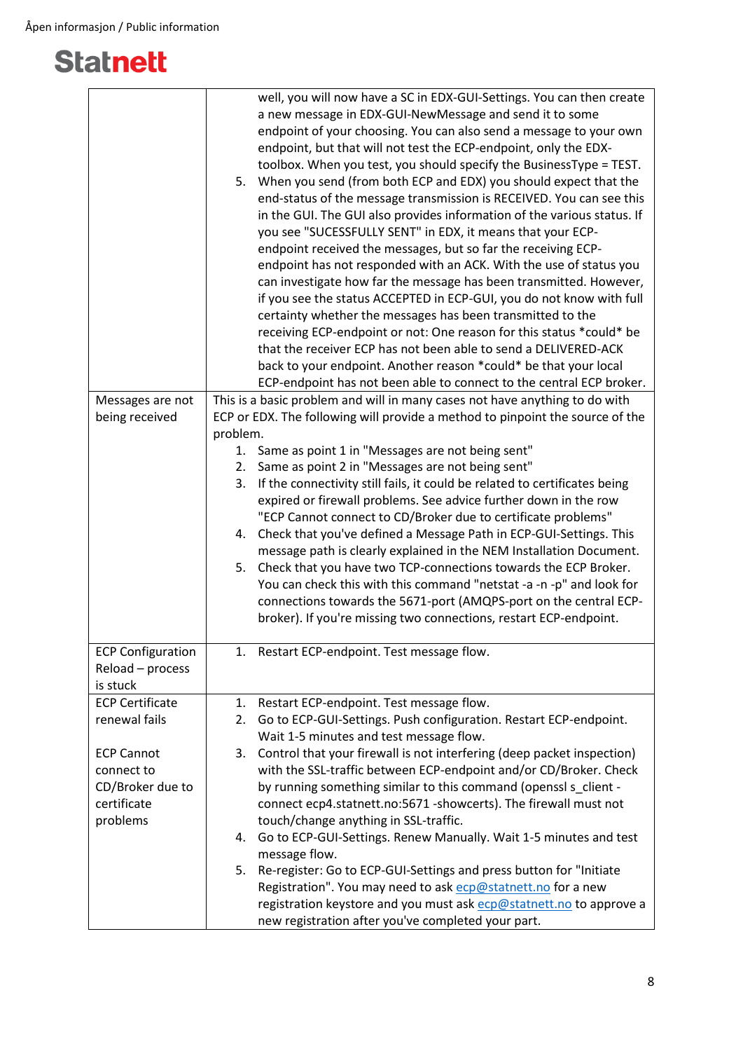| | |
|---|---|
| | well, you will now have a SC in EDX-GUI-Settings. You can then create a new message in EDX-GUI-NewMessage and send it to some endpoint of your choosing. You can also send a message to your own endpoint, but that will not test the ECP-endpoint, only the EDX-toolbox. When you test, you should specify the BusinessType = TEST.<br>5. When you send (from both ECP and EDX) you should expect that the end-status of the message transmission is RECEIVED. You can see this in the GUI. The GUI also provides information of the various status. If you see "SUCESSFULLY SENT" in EDX, it means that your ECP-endpoint received the messages, but so far the receiving ECP-endpoint has not responded with an ACK. With the use of status you can investigate how far the message has been transmitted. However, if you see the status ACCEPTED in ECP-GUI, you do not know with full certainty whether the messages has been transmitted to the receiving ECP-endpoint or not: One reason for this status *could* be that the receiver ECP has not been able to send a DELIVERED-ACK back to your endpoint. Another reason *could* be that your local ECP-endpoint has not been able to connect to the central ECP broker. |
| Messages are not being received | This is a basic problem and will in many cases not have anything to do with ECP or EDX. The following will provide a method to pinpoint the source of the problem.<br>1. Same as point 1 in "Messages are not being sent"<br>2. Same as point 2 in "Messages are not being sent"<br>3. If the connectivity still fails, it could be related to certificates being expired or firewall problems. See advice further down in the row "ECP Cannot connect to CD/Broker due to certificate problems"<br>4. Check that you've defined a Message Path in ECP-GUI-Settings. This message path is clearly explained in the NEM Installation Document.<br>5. Check that you have two TCP-connections towards the ECP Broker. You can check this with this command "netstat -a -n -p" and look for connections towards the 5671-port (AMQPS-port on the central ECP-broker). If you're missing two connections, restart ECP-endpoint. |
| ECP Configuration Reload – process is stuck | 1. Restart ECP-endpoint. Test message flow. |
| ECP Certificate renewal fails<br><br>ECP Cannot connect to CD/Broker due to certificate problems | 1. Restart ECP-endpoint. Test message flow.<br>2. Go to ECP-GUI-Settings. Push configuration. Restart ECP-endpoint. Wait 1-5 minutes and test message flow.<br>3. Control that your firewall is not interfering (deep packet inspection) with the SSL-traffic between ECP-endpoint and/or CD/Broker. Check by running something similar to this command (openssl s_client -connect ecp4.statnett.no:5671 -showcerts). The firewall must not touch/change anything in SSL-traffic.<br>4. Go to ECP-GUI-Settings. Renew Manually. Wait 1-5 minutes and test message flow.<br>5. Re-register: Go to ECP-GUI-Settings and press button for "Initiate Registration". You may need to ask ecp@statnett.no for a new registration keystore and you must ask ecp@statnett.no to approve a new registration after you've completed your part. |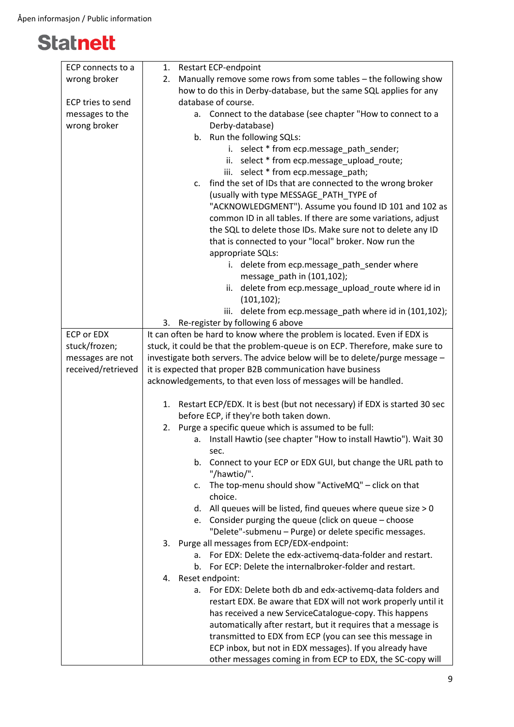| | |
|---|---|
| ECP connects to a wrong broker<br><br>ECP tries to send messages to the wrong broker | 1. Restart ECP-endpoint<br>2. Manually remove some rows from some tables – the following show how to do this in Derby-database, but the same SQL applies for any database of course.<br>&nbsp;&nbsp;&nbsp;&nbsp;a. Connect to the database (see chapter "How to connect to a Derby-database)<br>&nbsp;&nbsp;&nbsp;&nbsp;b. Run the following SQLs:<br>&nbsp;&nbsp;&nbsp;&nbsp;&nbsp;&nbsp;&nbsp;&nbsp;i. select * from ecp.message_path_sender;<br>&nbsp;&nbsp;&nbsp;&nbsp;&nbsp;&nbsp;&nbsp;&nbsp;ii. select * from ecp.message_upload_route;<br>&nbsp;&nbsp;&nbsp;&nbsp;&nbsp;&nbsp;&nbsp;&nbsp;iii. select * from ecp.message_path;<br>&nbsp;&nbsp;&nbsp;&nbsp;c. find the set of IDs that are connected to the wrong broker (usually with type MESSAGE_PATH_TYPE of "ACKNOWLEDGMENT"). Assume you found ID 101 and 102 as common ID in all tables. If there are some variations, adjust the SQL to delete those IDs. Make sure not to delete any ID that is connected to your "local" broker. Now run the appropriate SQLs:<br>&nbsp;&nbsp;&nbsp;&nbsp;&nbsp;&nbsp;&nbsp;&nbsp;i. delete from ecp.message_path_sender where message_path in (101,102);<br>&nbsp;&nbsp;&nbsp;&nbsp;&nbsp;&nbsp;&nbsp;&nbsp;ii. delete from ecp.message_upload_route where id in (101,102);<br>&nbsp;&nbsp;&nbsp;&nbsp;&nbsp;&nbsp;&nbsp;&nbsp;iii. delete from ecp.message_path where id in (101,102);<br>3. Re-register by following 6 above |
| ECP or EDX stuck/frozen; messages are not received/retrieved | It can often be hard to know where the problem is located. Even if EDX is stuck, it could be that the problem-queue is on ECP. Therefore, make sure to investigate both servers. The advice below will be to delete/purge message – it is expected that proper B2B communication have business acknowledgements, to that even loss of messages will be handled.<br><br>1. Restart ECP/EDX. It is best (but not necessary) if EDX is started 30 sec before ECP, if they're both taken down.<br>2. Purge a specific queue which is assumed to be full:<br>&nbsp;&nbsp;&nbsp;&nbsp;a. Install Hawtio (see chapter "How to install Hawtio"). Wait 30 sec.<br>&nbsp;&nbsp;&nbsp;&nbsp;b. Connect to your ECP or EDX GUI, but change the URL path to "/hawtio/".<br>&nbsp;&nbsp;&nbsp;&nbsp;c. The top-menu should show "ActiveMQ" – click on that choice.<br>&nbsp;&nbsp;&nbsp;&nbsp;d. All queues will be listed, find queues where queue size > 0<br>&nbsp;&nbsp;&nbsp;&nbsp;e. Consider purging the queue (click on queue – choose "Delete"-submenu – Purge) or delete specific messages.<br>3. Purge all messages from ECP/EDX-endpoint:<br>&nbsp;&nbsp;&nbsp;&nbsp;a. For EDX: Delete the edx-activemq-data-folder and restart.<br>&nbsp;&nbsp;&nbsp;&nbsp;b. For ECP: Delete the internalbroker-folder and restart.<br>4. Reset endpoint:<br>&nbsp;&nbsp;&nbsp;&nbsp;a. For EDX: Delete both db and edx-activemq-data folders and restart EDX. Be aware that EDX will not work properly until it has received a new ServiceCatalogue-copy. This happens automatically after restart, but it requires that a message is transmitted to EDX from ECP (you can see this message in ECP inbox, but not in EDX messages). If you already have other messages coming in from ECP to EDX, the SC-copy will |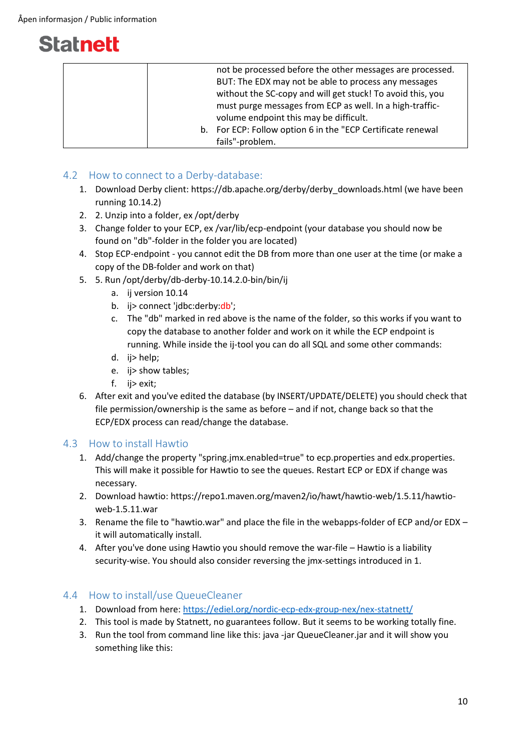| | |
|---|---|
| | not be processed before the other messages are processed. BUT: The EDX may not be able to process any messages without the SC-copy and will get stuck! To avoid this, you must purge messages from ECP as well. In a high-traffic-volume endpoint this may be difficult.<br>b. For ECP: Follow option 6 in the "ECP Certificate renewal fails"-problem. |

## 4.2 How to connect to a Derby-database:

1. Download Derby client: https://db.apache.org/derby/derby_downloads.html (we have been running 10.14.2)
2. 2. Unzip into a folder, ex /opt/derby
3. Change folder to your ECP, ex /var/lib/ecp-endpoint (your database you should now be found on "db"-folder in the folder you are located)
4. Stop ECP-endpoint - you cannot edit the DB from more than one user at the time (or make a copy of the DB-folder and work on that)
5. 5. Run /opt/derby/db-derby-10.14.2.0-bin/bin/ij
   a. ij version 10.14
   b. ij> connect 'jdbc:derby:db';
   c. The "db" marked in red above is the name of the folder, so this works if you want to copy the database to another folder and work on it while the ECP endpoint is running. While inside the ij-tool you can do all SQL and some other commands:
   d. ij> help;
   e. ij> show tables;
   f. ij> exit;
6. After exit and you've edited the database (by INSERT/UPDATE/DELETE) you should check that file permission/ownership is the same as before – and if not, change back so that the ECP/EDX process can read/change the database.

## 4.3 How to install Hawtio

1. Add/change the property "spring.jmx.enabled=true" to ecp.properties and edx.properties. This will make it possible for Hawtio to see the queues. Restart ECP or EDX if change was necessary.
2. Download hawtio: https://repo1.maven.org/maven2/io/hawt/hawtio-web/1.5.11/hawtio-web-1.5.11.war
3. Rename the file to "hawtio.war" and place the file in the webapps-folder of ECP and/or EDX – it will automatically install.
4. After you've done using Hawtio you should remove the war-file – Hawtio is a liability security-wise. You should also consider reversing the jmx-settings introduced in 1.

## 4.4 How to install/use QueueCleaner

1. Download from here: [https://ediel.org/nordic-ecp-edx-group-nex/nex-statnett/](https://ediel.org/nordic-ecp-edx-group-nex/nex-statnett/)
2. This tool is made by Statnett, no guarantees follow. But it seems to be working totally fine.
3. Run the tool from command line like this: java -jar QueueCleaner.jar and it will show you something like this: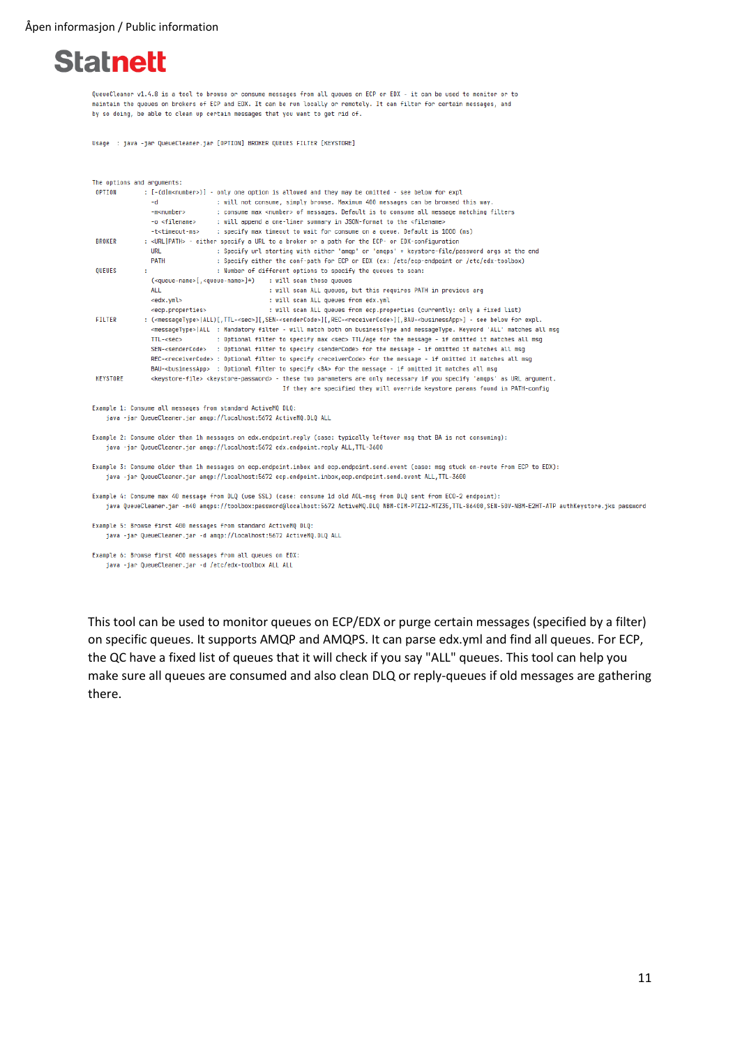```
QueueCleaner v1.4.8 is a tool to browse or consume messages from all queues on ECP or EDX - it can be used to monitor or to
maintain the queues on brokers of ECP and EDX. It can be run locally or remotely. It can filter for certain messages, and
by so doing, be able to clean up certain messages that you want to get rid of.


Usage  : java -jar QueueCleaner.jar [OPTION] BROKER QUEUES FILTER [KEYSTORE]


The options and arguments:
 OPTION       : [-(d|m<number>)] - only one option is allowed and they may be omitted - see below for expl
                -d                : will not consume, simply browse. Maximum 400 messages can be browsed this way.
                -m<number>        : consume max <number> of messages. Default is to consume all message matching filters
                -o <filename>     : will append a one-liner summary in JSON-format to the <filename>
                -t<timeout-ms>    : specify max timeout to wait for consume on a queue. Default is 1000 (ms)
 BROKER       : <URL|PATH> - either specify a URL to a broker or a path for the ECP- or EDX-configuration
                URL               : Specify url starting with either 'amqp' or 'amqps' + keystore-file/password args at the end
                PATH              : Specify either the conf-path for ECP or EDX (ex: /etc/ecp-endpoint or /etc/edx-toolbox)
 QUEUES       :                   : Number of different options to specify the queues to scan:
                (<queue-name>[,<queue-name>]*)    : will scan these queues
                ALL                               : will scan ALL queues, but this requires PATH in previous arg
                <edx.yml>                         : will scan ALL queues from edx.yml
                <ecp.properties>                  : will scan ALL queues from ecp.properties (currently: only a fixed list)
 FILTER       : (<messageType>|ALL)[,TTL-<sec>][,SEN-<senderCode>][,REC-<receiverCode>][,BAU-<businessApp>] - see below for expl.
                <messageType>|ALL  : Mandatory filter - will match both on businessType and messageType. Keyword 'ALL' matches all msg
                TTL-<sec>          : Optional filter to specify max <sec> TTL/age for the message - if omitted it matches all msg
                SEN-<senderCode>   : Optional filter to specify <senderCode> for the message - if omitted it matches all msg
                REC-<receiverCode> : Optional filter to specify <receiverCode> for the message - if omitted it matches all msg
                BAU-<businessApp>  : Optional filter to specify <BA> for the message - if omitted it matches all msg
 KEYSTORE       <keystore-file> <keystore-password> - these two parameters are only necessary if you specify 'amqps' as URL argument.
                                                      If they are specified they will override keystore params found in PATH-config

Example 1: Consume all messages from standard ActiveMQ DLQ:
    java -jar QueueCleaner.jar amqp://localhost:5672 ActiveMQ.DLQ ALL

Example 2: Consume older than 1h messages on edx.endpoint.reply (case: typically leftover msg that BA is not consuming):
    java -jar QueueCleaner.jar amqp://localhost:5672 edx.endpoint.reply ALL,TTL-3600

Example 3: Consume older than 1h messages on ecp.endpoint.inbox and ecp.endpoint.send.event (case: msg stuck on-route from ECP to EDX):
    java -jar QueueCleaner.jar amqp://localhost:5672 ecp.endpoint.inbox,ecp.endpoint.send.event ALL,TTL-3600

Example 4: Consume max 40 message from DLQ (use SSL) (case: consume 1d old AOL-msg from DLQ sent from ECO-2 endpoint):
    java QueueCleaner.jar -m40 amqps://toolbox:password@localhost:5672 ActiveMQ.DLQ NBM-CIM-PTZ12-MTZ35,TTL-86400,SEN-50V-NBM-E2HT-ATP authKeystore.jks password

Example 5: Browse first 400 messages from standard ActiveMQ DLQ:
    java -jar QueueCleaner.jar -d amqp://localhost:5672 ActiveMQ.DLQ ALL

Example 6: Browse first 400 messages from all queues on EDX:
    java -jar QueueCleaner.jar -d /etc/edx-toolbox ALL ALL
```

This tool can be used to monitor queues on ECP/EDX or purge certain messages (specified by a filter) on specific queues. It supports AMQP and AMQPS. It can parse edx.yml and find all queues. For ECP, the QC have a fixed list of queues that it will check if you say "ALL" queues. This tool can help you make sure all queues are consumed and also clean DLQ or reply-queues if old messages are gathering there.